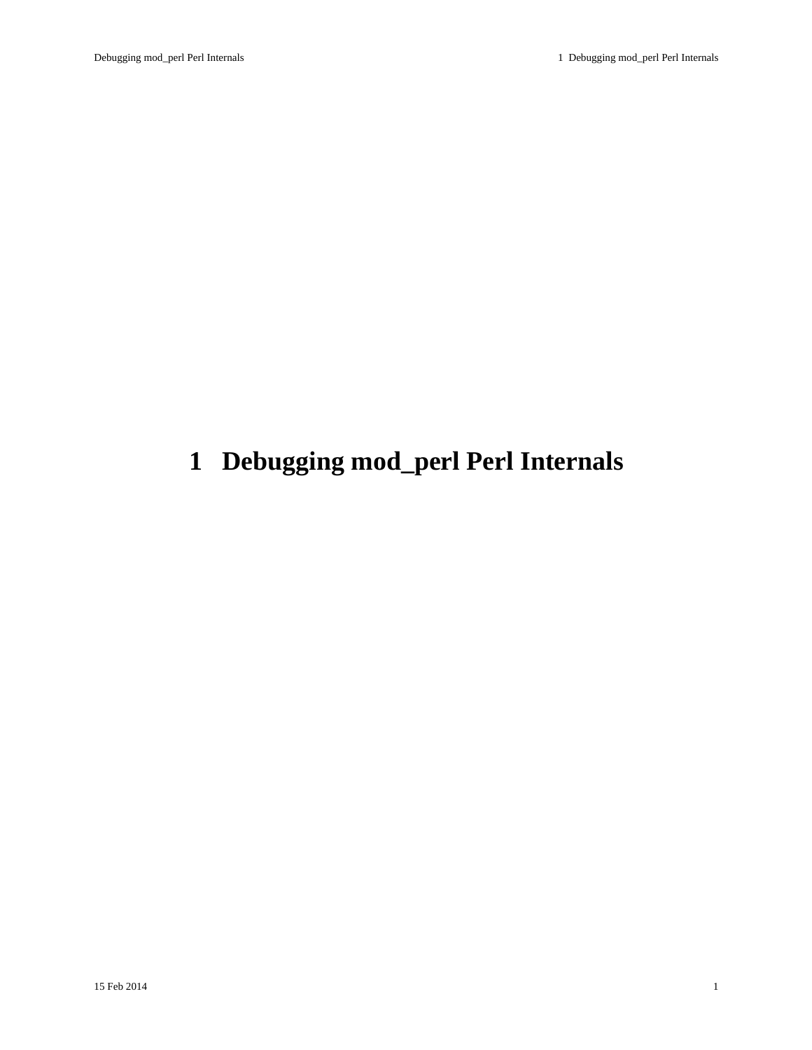# 1 Debugging mod_perl Perl Internals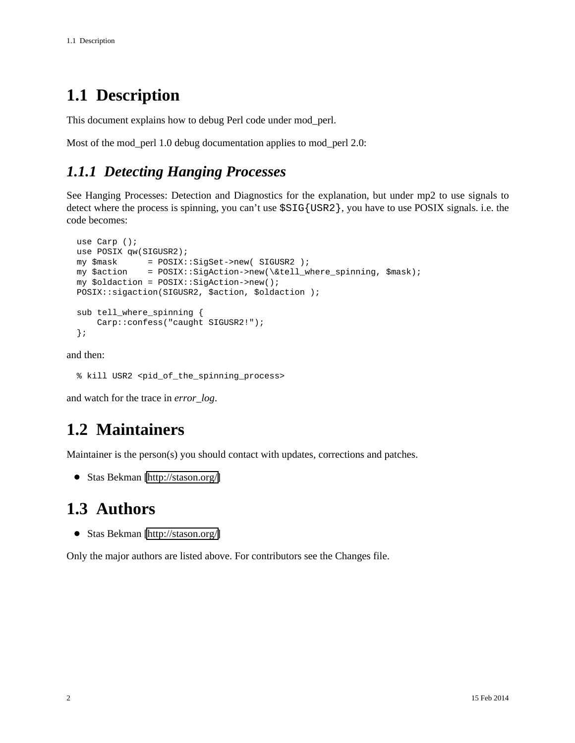# 1.1 Description

This document explains how to debug Perl code under mod_perl.

Most of the mod_perl 1.0 debug documentation applies to mod_perl 2.0:

### *1.1.1 Detecting Hanging Processes*

See Hanging Processes: Detection and Diagnostics for the explanation, but under mp2 to use signals to detect where the process is spinning, you can't use `$SIG{USR2}`, you have to use POSIX signals. i.e. the code becomes:

```
use Carp ();
use POSIX qw(SIGUSR2);
my $mask      = POSIX::SigSet->new( SIGUSR2 );
my $action    = POSIX::SigAction->new(\&tell_where_spinning, $mask);
my $oldaction = POSIX::SigAction->new();
POSIX::sigaction(SIGUSR2, $action, $oldaction );

sub tell_where_spinning {
    Carp::confess("caught SIGUSR2!");
};
```

and then:

```
% kill USR2 <pid_of_the_spinning_process>
```

and watch for the trace in *error_log*.

# 1.2 Maintainers

Maintainer is the person(s) you should contact with updates, corrections and patches.

- Stas Bekman [http://stason.org/]

# 1.3 Authors

- Stas Bekman [http://stason.org/]

Only the major authors are listed above. For contributors see the Changes file.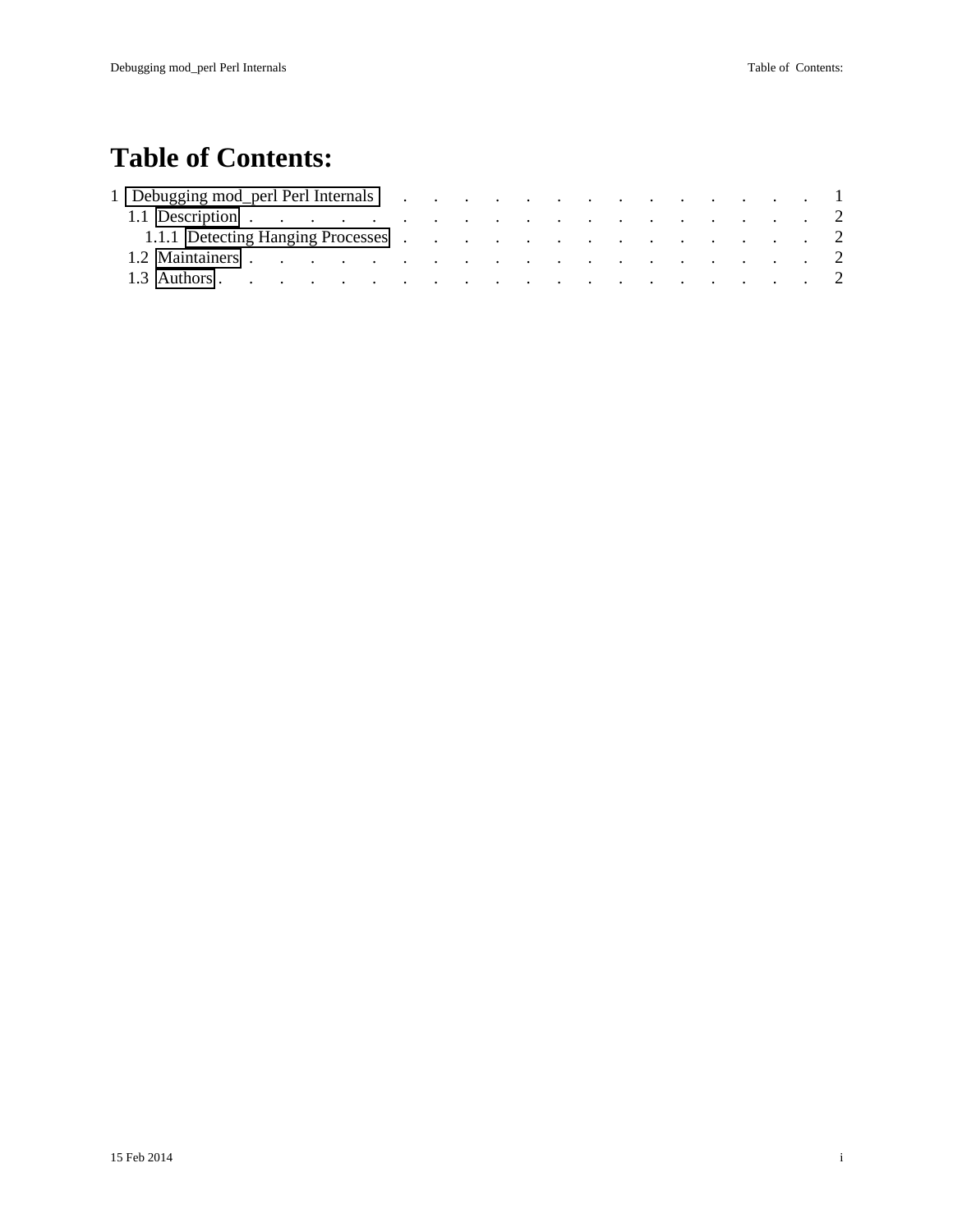# Table of Contents:

1 Debugging mod_perl Perl Internals . . . . . . . . . . . . . . . 1
- 1.1 Description . . . . . . . . . . . . . . . . . . . . 2
  - 1.1.1 Detecting Hanging Processes . . . . . . . . . . . . . 2
- 1.2 Maintainers . . . . . . . . . . . . . . . . . . . . 2
- 1.3 Authors . . . . . . . . . . . . . . . . . . . . . 2